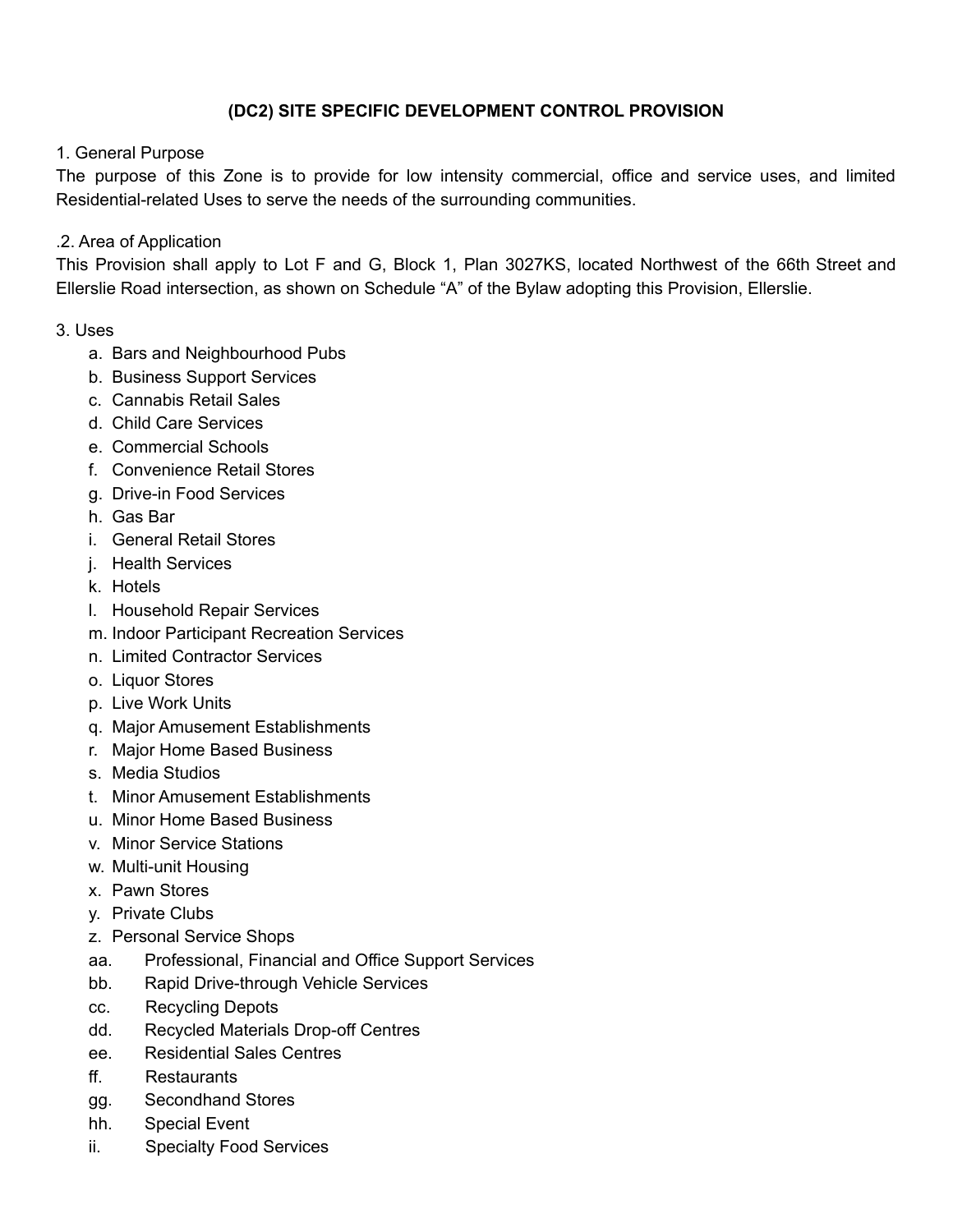# (DC2) SITE SPECIFIC DEVELOPMENT CONTROL PROVISION

1. General Purpose

The purpose of this Zone is to provide for low intensity commercial, office and service uses, and limited Residential-related Uses to serve the needs of the surrounding communities.

.2. Area of Application

This Provision shall apply to Lot F and G, Block 1, Plan 3027KS, located Northwest of the 66th Street and Ellerslie Road intersection, as shown on Schedule "A" of the Bylaw adopting this Provision, Ellerslie.

3. Uses

a. Bars and Neighbourhood Pubs
b. Business Support Services
c. Cannabis Retail Sales
d. Child Care Services
e. Commercial Schools
f. Convenience Retail Stores
g. Drive-in Food Services
h. Gas Bar
i. General Retail Stores
j. Health Services
k. Hotels
l. Household Repair Services
m. Indoor Participant Recreation Services
n. Limited Contractor Services
o. Liquor Stores
p. Live Work Units
q. Major Amusement Establishments
r. Major Home Based Business
s. Media Studios
t. Minor Amusement Establishments
u. Minor Home Based Business
v. Minor Service Stations
w. Multi-unit Housing
x. Pawn Stores
y. Private Clubs
z. Personal Service Shops
aa. Professional, Financial and Office Support Services
bb. Rapid Drive-through Vehicle Services
cc. Recycling Depots
dd. Recycled Materials Drop-off Centres
ee. Residential Sales Centres
ff. Restaurants
gg. Secondhand Stores
hh. Special Event
ii. Specialty Food Services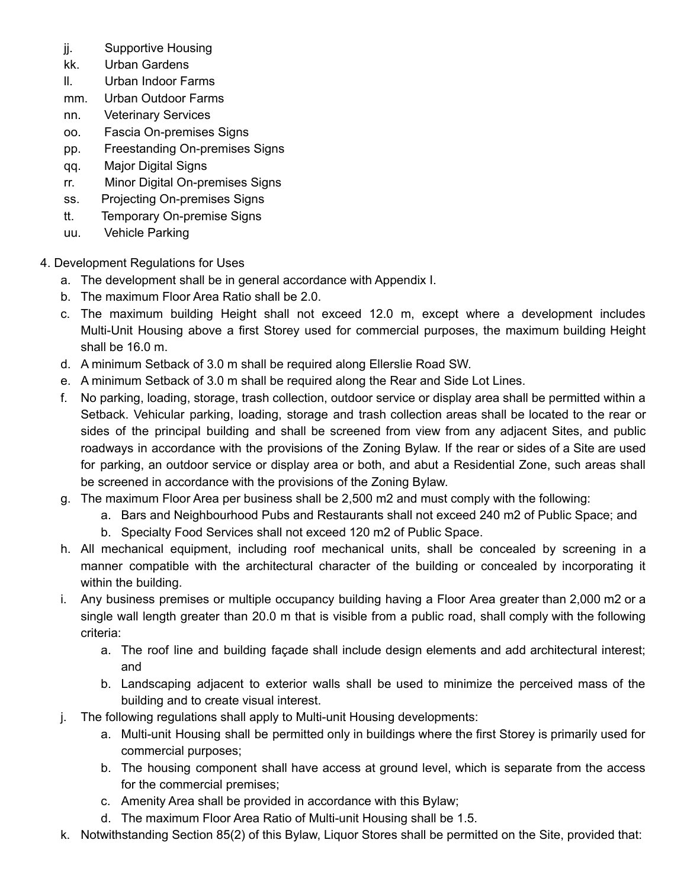jj. Supportive Housing
kk. Urban Gardens
ll. Urban Indoor Farms
mm. Urban Outdoor Farms
nn. Veterinary Services
oo. Fascia On-premises Signs
pp. Freestanding On-premises Signs
qq. Major Digital Signs
rr. Minor Digital On-premises Signs
ss. Projecting On-premises Signs
tt. Temporary On-premise Signs
uu. Vehicle Parking

4. Development Regulations for Uses
   a. The development shall be in general accordance with Appendix I.
   b. The maximum Floor Area Ratio shall be 2.0.
   c. The maximum building Height shall not exceed 12.0 m, except where a development includes Multi-Unit Housing above a first Storey used for commercial purposes, the maximum building Height shall be 16.0 m.
   d. A minimum Setback of 3.0 m shall be required along Ellerslie Road SW.
   e. A minimum Setback of 3.0 m shall be required along the Rear and Side Lot Lines.
   f. No parking, loading, storage, trash collection, outdoor service or display area shall be permitted within a Setback. Vehicular parking, loading, storage and trash collection areas shall be located to the rear or sides of the principal building and shall be screened from view from any adjacent Sites, and public roadways in accordance with the provisions of the Zoning Bylaw. If the rear or sides of a Site are used for parking, an outdoor service or display area or both, and abut a Residential Zone, such areas shall be screened in accordance with the provisions of the Zoning Bylaw.
   g. The maximum Floor Area per business shall be 2,500 m2 and must comply with the following:
      a. Bars and Neighbourhood Pubs and Restaurants shall not exceed 240 m2 of Public Space; and
      b. Specialty Food Services shall not exceed 120 m2 of Public Space.
   h. All mechanical equipment, including roof mechanical units, shall be concealed by screening in a manner compatible with the architectural character of the building or concealed by incorporating it within the building.
   i. Any business premises or multiple occupancy building having a Floor Area greater than 2,000 m2 or a single wall length greater than 20.0 m that is visible from a public road, shall comply with the following criteria:
      a. The roof line and building façade shall include design elements and add architectural interest; and
      b. Landscaping adjacent to exterior walls shall be used to minimize the perceived mass of the building and to create visual interest.
   j. The following regulations shall apply to Multi-unit Housing developments:
      a. Multi-unit Housing shall be permitted only in buildings where the first Storey is primarily used for commercial purposes;
      b. The housing component shall have access at ground level, which is separate from the access for the commercial premises;
      c. Amenity Area shall be provided in accordance with this Bylaw;
      d. The maximum Floor Area Ratio of Multi-unit Housing shall be 1.5.
   k. Notwithstanding Section 85(2) of this Bylaw, Liquor Stores shall be permitted on the Site, provided that: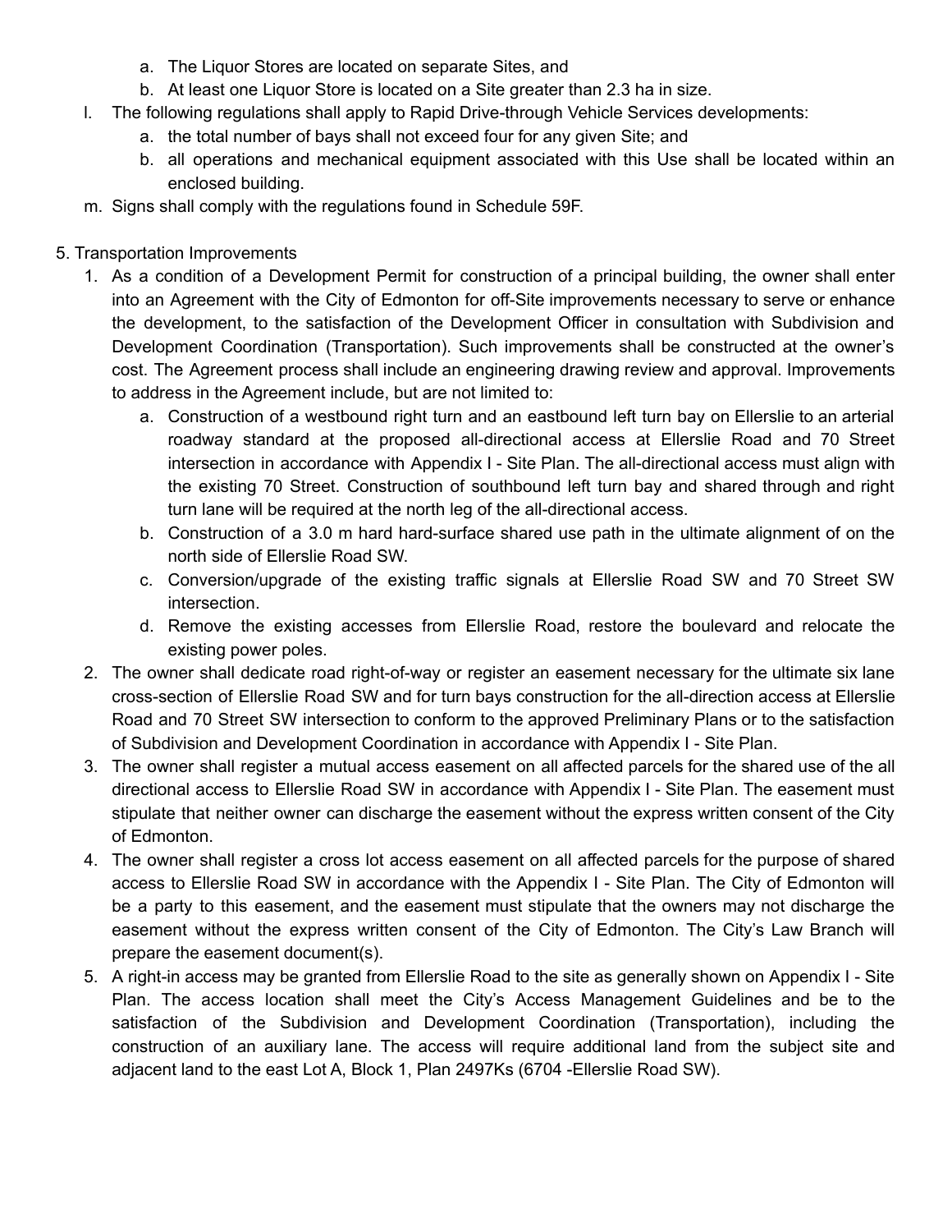a. The Liquor Stores are located on separate Sites, and
   b. At least one Liquor Store is located on a Site greater than 2.3 ha in size.

l. The following regulations shall apply to Rapid Drive-through Vehicle Services developments:
   a. the total number of bays shall not exceed four for any given Site; and
   b. all operations and mechanical equipment associated with this Use shall be located within an enclosed building.

m. Signs shall comply with the regulations found in Schedule 59F.

5. Transportation Improvements

   1. As a condition of a Development Permit for construction of a principal building, the owner shall enter into an Agreement with the City of Edmonton for off-Site improvements necessary to serve or enhance the development, to the satisfaction of the Development Officer in consultation with Subdivision and Development Coordination (Transportation). Such improvements shall be constructed at the owner's cost. The Agreement process shall include an engineering drawing review and approval. Improvements to address in the Agreement include, but are not limited to:
      a. Construction of a westbound right turn and an eastbound left turn bay on Ellerslie to an arterial roadway standard at the proposed all-directional access at Ellerslie Road and 70 Street intersection in accordance with Appendix I - Site Plan. The all-directional access must align with the existing 70 Street. Construction of southbound left turn bay and shared through and right turn lane will be required at the north leg of the all-directional access.
      b. Construction of a 3.0 m hard hard-surface shared use path in the ultimate alignment of on the north side of Ellerslie Road SW.
      c. Conversion/upgrade of the existing traffic signals at Ellerslie Road SW and 70 Street SW intersection.
      d. Remove the existing accesses from Ellerslie Road, restore the boulevard and relocate the existing power poles.
   2. The owner shall dedicate road right-of-way or register an easement necessary for the ultimate six lane cross-section of Ellerslie Road SW and for turn bays construction for the all-direction access at Ellerslie Road and 70 Street SW intersection to conform to the approved Preliminary Plans or to the satisfaction of Subdivision and Development Coordination in accordance with Appendix I - Site Plan.
   3. The owner shall register a mutual access easement on all affected parcels for the shared use of the all directional access to Ellerslie Road SW in accordance with Appendix I - Site Plan. The easement must stipulate that neither owner can discharge the easement without the express written consent of the City of Edmonton.
   4. The owner shall register a cross lot access easement on all affected parcels for the purpose of shared access to Ellerslie Road SW in accordance with the Appendix I - Site Plan. The City of Edmonton will be a party to this easement, and the easement must stipulate that the owners may not discharge the easement without the express written consent of the City of Edmonton. The City's Law Branch will prepare the easement document(s).
   5. A right-in access may be granted from Ellerslie Road to the site as generally shown on Appendix I - Site Plan. The access location shall meet the City's Access Management Guidelines and be to the satisfaction of the Subdivision and Development Coordination (Transportation), including the construction of an auxiliary lane. The access will require additional land from the subject site and adjacent land to the east Lot A, Block 1, Plan 2497Ks (6704 -Ellerslie Road SW).